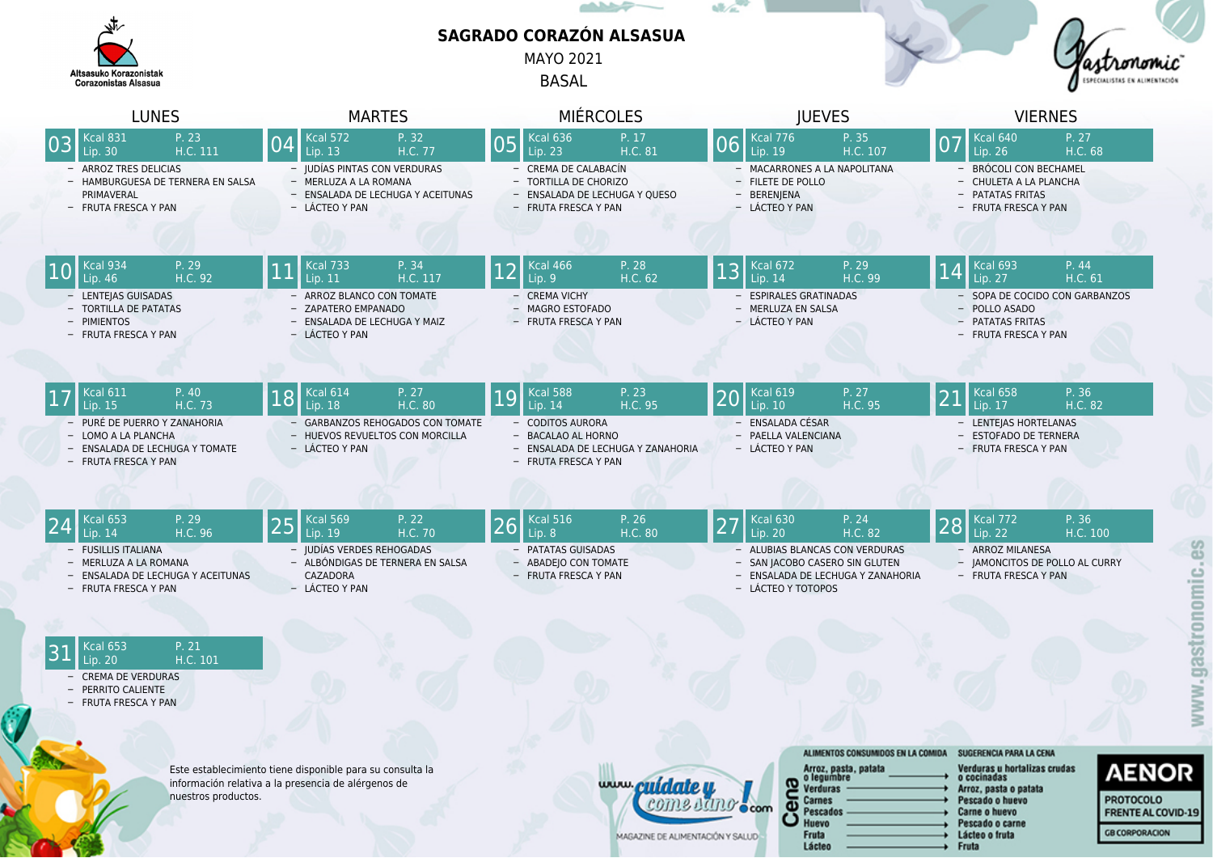Altsasuko Korazonistak
Corazonistas Alsasua

# SAGRADO CORAZÓN ALSASUA

MAYO 2021

BASAL

Gastronomic — ESPECIALISTAS EN ALIMENTACIÓN

| LUNES | MARTES | MIÉRCOLES | JUEVES | VIERNES |
|---|---|---|---|---|
| **03** Kcal 831 P. 23 Lip. 30 H.C. 111 | **04** Kcal 572 P. 32 Lip. 13 H.C. 77 | **05** Kcal 636 P. 17 Lip. 23 H.C. 81 | **06** Kcal 776 P. 35 Lip. 19 H.C. 107 | **07** Kcal 640 P. 27 Lip. 26 H.C. 68 |
| – ARROZ TRES DELICIAS<br>– HAMBURGUESA DE TERNERA EN SALSA PRIMAVERAL<br>– FRUTA FRESCA Y PAN | – JUDÍAS PINTAS CON VERDURAS<br>– MERLUZA A LA ROMANA<br>– ENSALADA DE LECHUGA Y ACEITUNAS<br>– LÁCTEO Y PAN | – CREMA DE CALABACÍN<br>– TORTILLA DE CHORIZO<br>– ENSALADA DE LECHUGA Y QUESO<br>– FRUTA FRESCA Y PAN | – MACARRONES A LA NAPOLITANA<br>– FILETE DE POLLO<br>– BERENJENA<br>– LÁCTEO Y PAN | – BRÓCOLI CON BECHAMEL<br>– CHULETA A LA PLANCHA<br>– PATATAS FRITAS<br>– FRUTA FRESCA Y PAN |
| **10** Kcal 934 P. 29 Lip. 46 H.C. 92 | **11** Kcal 733 P. 34 Lip. 11 H.C. 117 | **12** Kcal 466 P. 28 Lip. 9 H.C. 62 | **13** Kcal 672 P. 29 Lip. 14 H.C. 99 | **14** Kcal 693 P. 44 Lip. 27 H.C. 61 |
| – LENTEJAS GUISADAS<br>– TORTILLA DE PATATAS<br>– PIMIENTOS<br>– FRUTA FRESCA Y PAN | – ARROZ BLANCO CON TOMATE<br>– ZAPATERO EMPANADO<br>– ENSALADA DE LECHUGA Y MAIZ<br>– LÁCTEO Y PAN | – CREMA VICHY<br>– MAGRO ESTOFADO<br>– FRUTA FRESCA Y PAN | – ESPIRALES GRATINADAS<br>– MERLUZA EN SALSA<br>– LÁCTEO Y PAN | – SOPA DE COCIDO CON GARBANZOS<br>– POLLO ASADO<br>– PATATAS FRITAS<br>– FRUTA FRESCA Y PAN |
| **17** Kcal 611 P. 40 Lip. 15 H.C. 73 | **18** Kcal 614 P. 27 Lip. 18 H.C. 80 | **19** Kcal 588 P. 23 Lip. 14 H.C. 95 | **20** Kcal 619 P. 27 Lip. 10 H.C. 95 | **21** Kcal 658 P. 36 Lip. 17 H.C. 82 |
| – PURÉ DE PUERRO Y ZANAHORIA<br>– LOMO A LA PLANCHA<br>– ENSALADA DE LECHUGA Y TOMATE<br>– FRUTA FRESCA Y PAN | – GARBANZOS REHOGADOS CON TOMATE<br>– HUEVOS REVUELTOS CON MORCILLA<br>– LÁCTEO Y PAN | – CODITOS AURORA<br>– BACALAO AL HORNO<br>– ENSALADA DE LECHUGA Y ZANAHORIA<br>– FRUTA FRESCA Y PAN | – ENSALADA CÉSAR<br>– PAELLA VALENCIANA<br>– LÁCTEO Y PAN | – LENTEJAS HORTELANAS<br>– ESTOFADO DE TERNERA<br>– FRUTA FRESCA Y PAN |
| **24** Kcal 653 P. 29 Lip. 14 H.C. 96 | **25** Kcal 569 P. 22 Lip. 19 H.C. 70 | **26** Kcal 516 P. 26 Lip. 8 H.C. 80 | **27** Kcal 630 P. 24 Lip. 20 H.C. 82 | **28** Kcal 772 P. 36 Lip. 22 H.C. 100 |
| – FUSILLIS ITALIANA<br>– MERLUZA A LA ROMANA<br>– ENSALADA DE LECHUGA Y ACEITUNAS<br>– FRUTA FRESCA Y PAN | – JUDÍAS VERDES REHOGADAS<br>– ALBÓNDIGAS DE TERNERA EN SALSA CAZADORA<br>– LÁCTEO Y PAN | – PATATAS GUISADAS<br>– ABADEJO CON TOMATE<br>– FRUTA FRESCA Y PAN | – ALUBIAS BLANCAS CON VERDURAS<br>– SAN JACOBO CASERO SIN GLUTEN<br>– ENSALADA DE LECHUGA Y ZANAHORIA<br>– LÁCTEO Y TOTOPOS | – ARROZ MILANESA<br>– JAMONCITOS DE POLLO AL CURRY<br>– FRUTA FRESCA Y PAN |
| **31** Kcal 653 P. 21 Lip. 20 H.C. 101 | | | | |
| – CREMA DE VERDURAS<br>– PERRITO CALIENTE<br>– FRUTA FRESCA Y PAN | | | | |

Este establecimiento tiene disponible para su consulta la información relativa a la presencia de alérgenos de nuestros productos.

www.cuidateycomesano.com — MAGAZINE DE ALIMENTACIÓN Y SALUD

**Cena**

| ALIMENTOS CONSUMIDOS EN LA COMIDA | SUGERENCIA PARA LA CENA |
|---|---|
| Arroz, pasta, patata o legumbre | Verduras u hortalizas crudas o cocinadas |
| Verduras | Arroz, pasta o patata |
| Carnes | Pescado o huevo |
| Pescados | Carne o huevo |
| Huevo | Pescado o carne |
| Fruta | Lácteo o fruta |
| Lácteo | Fruta |

AENOR — PROTOCOLO FRENTE AL COVID-19 — GB CORPORACION

www.gastronomic.es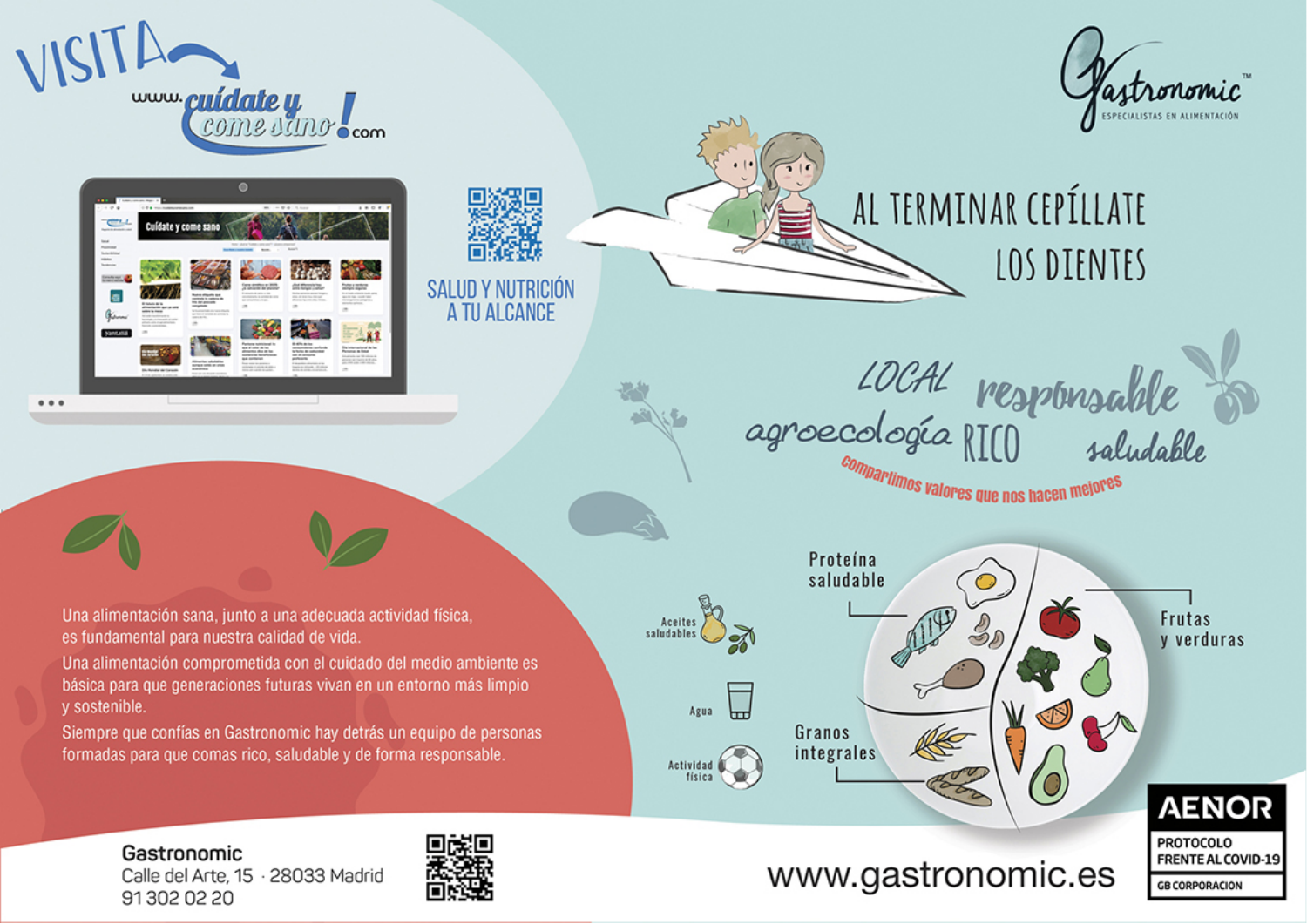VISITA www.cuídate y come sano!.com

SALUD Y NUTRICIÓN A TU ALCANCE

Gastronomic™
ESPECIALISTAS EN ALIMENTACIÓN

AL TERMINAR CEPÍLLATE LOS DIENTES

LOCAL responsable agroecología RICO saludable

compartimos valores que nos hacen mejores

Proteína saludable

Frutas y verduras

Granos integrales

Aceites saludables

Agua

Actividad física

Una alimentación sana, junto a una adecuada actividad física, es fundamental para nuestra calidad de vida.

Una alimentación comprometida con el cuidado del medio ambiente es básica para que generaciones futuras vivan en un entorno más limpio y sostenible.

Siempre que confías en Gastronomic hay detrás un equipo de personas formadas para que comas rico, saludable y de forma responsable.

**Gastronomic**
Calle del Arte, 15 · 28033 Madrid
91 302 02 20

www.gastronomic.es

AENOR
PROTOCOLO FRENTE AL COVID-19
GB CORPORACION